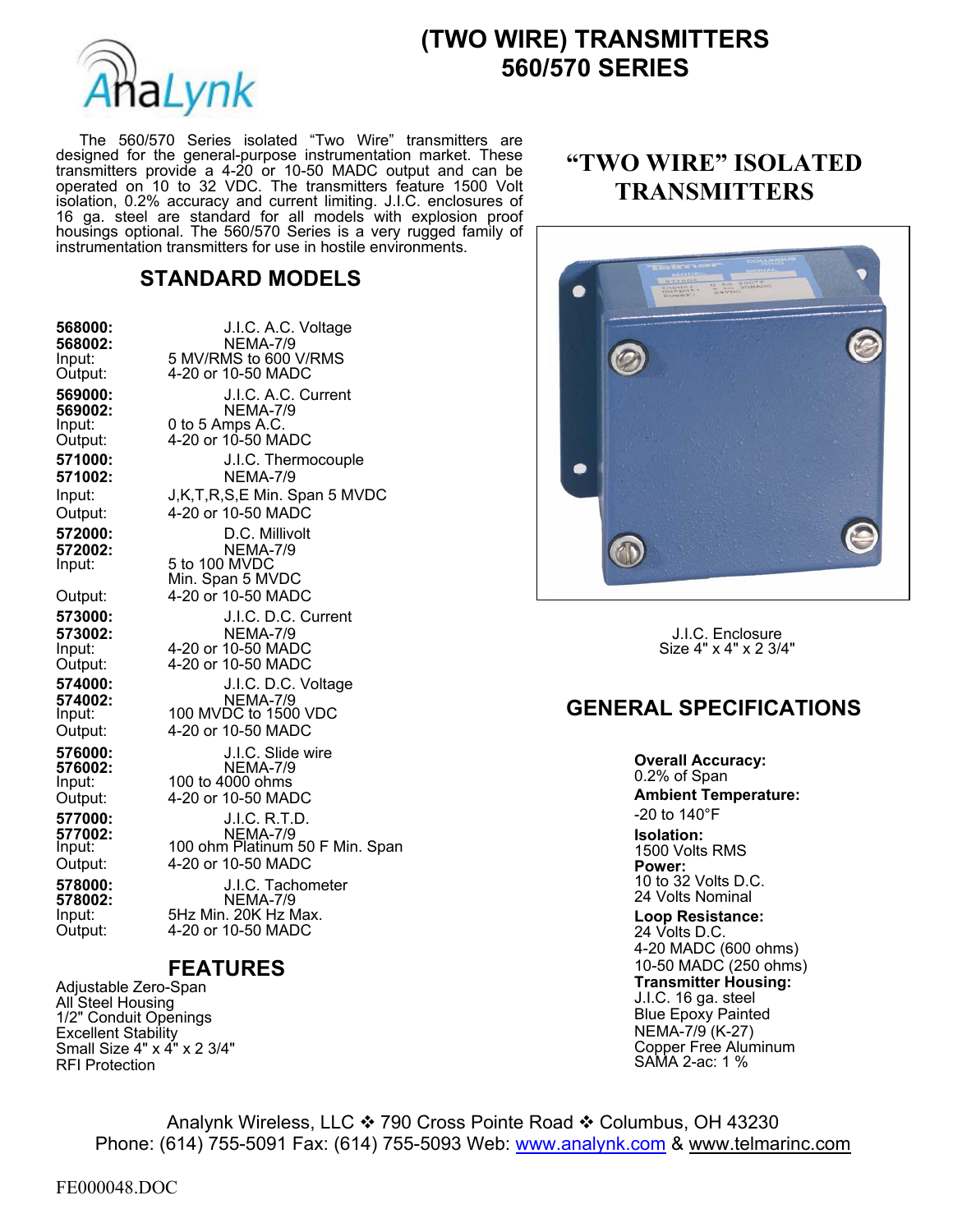# (TWO WIRE) TRANSMITTERS
# 560/570 SERIES

The 560/570 Series isolated "Two Wire" transmitters are designed for the general-purpose instrumentation market. These transmitters provide a 4-20 or 10-50 MADC output and can be operated on 10 to 32 VDC. The transmitters feature 1500 Volt isolation, 0.2% accuracy and current limiting. J.I.C. enclosures of 16 ga. steel are standard for all models with explosion proof housings optional. The 560/570 Series is a very rugged family of instrumentation transmitters for use in hostile environments.

## STANDARD MODELS

**568000:** J.I.C. A.C. Voltage
**568002:** NEMA-7/9
Input: 5 MV/RMS to 600 V/RMS
Output: 4-20 or 10-50 MADC

**569000:** J.I.C. A.C. Current
**569002:** NEMA-7/9
Input: 0 to 5 Amps A.C.
Output: 4-20 or 10-50 MADC

**571000:** J.I.C. Thermocouple
**571002:** NEMA-7/9
Input: J,K,T,R,S,E Min. Span 5 MVDC
Output: 4-20 or 10-50 MADC

**572000:** D.C. Millivolt
**572002:** NEMA-7/9
Input: 5 to 100 MVDC
Min. Span 5 MVDC
Output: 4-20 or 10-50 MADC

**573000:** J.I.C. D.C. Current
**573002:** NEMA-7/9
Input: 4-20 or 10-50 MADC
Output: 4-20 or 10-50 MADC

**574000:** J.I.C. D.C. Voltage
**574002:** NEMA-7/9
Input: 100 MVDC to 1500 VDC
Output: 4-20 or 10-50 MADC

**576000:** J.I.C. Slide wire
**576002:** NEMA-7/9
Input: 100 to 4000 ohms
Output: 4-20 or 10-50 MADC

**577000:** J.I.C. R.T.D.
**577002:** NEMA-7/9
Input: 100 ohm Platinum 50 F Min. Span
Output: 4-20 or 10-50 MADC

**578000:** J.I.C. Tachometer
**578002:** NEMA-7/9
Input: 5Hz Min. 20K Hz Max.
Output: 4-20 or 10-50 MADC

## FEATURES

Adjustable Zero-Span
All Steel Housing
1/2" Conduit Openings
Excellent Stability
Small Size 4" x 4" x 2 3/4"
RFI Protection

## "TWO WIRE" ISOLATED TRANSMITTERS

J.I.C. Enclosure
Size 4" x 4" x 2 3/4"

## GENERAL SPECIFICATIONS

**Overall Accuracy:**
0.2% of Span

**Ambient Temperature:**
-20 to 140°F

**Isolation:**
1500 Volts RMS

**Power:**
10 to 32 Volts D.C.
24 Volts Nominal

**Loop Resistance:**
24 Volts D.C.
4-20 MADC (600 ohms)
10-50 MADC (250 ohms)

**Transmitter Housing:**
J.I.C. 16 ga. steel
Blue Epoxy Painted
NEMA-7/9 (K-27)
Copper Free Aluminum
SAMA 2-ac: 1 %

Analynk Wireless, LLC ❖ 790 Cross Pointe Road ❖ Columbus, OH 43230
Phone: (614) 755-5091 Fax: (614) 755-5093 Web: www.analynk.com & www.telmarinc.com

FE000048.DOC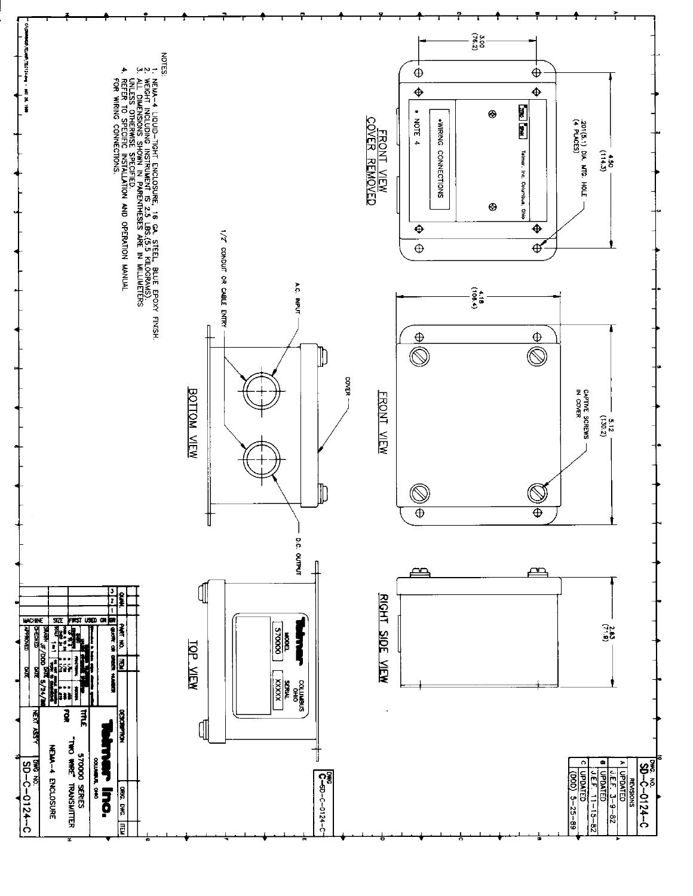DWG. NO.
SD-C-0124-C

| REVISIONS | |
|---|---|
| A | UPDATED J.E.F. 3-9-82 |
| B | UPDATED J.E.F. 11-15-82 |
| C | UPDATED (DDD) 5-25-89 |

3.00 (76.2)

4.50 (114.3)

.201(5.1) DIA. MTG. HOLE (4 PLACES)

ZERO SPAN Telmar, Inc. Columbus, Ohio

*WIRING CONNECTIONS

* NOTE 4

FRONT VIEW
COVER REMOVED

4.18 (106.4)

5.12 (130.2)

CAPTIVE SCREWS IN COVER

FRONT VIEW

2.63 (7.8)

RIGHT SIDE VIEW

A.C. INPUT

1/2" CONDUIT OR CABLE ENTRY

COVER

D.C. OUTPUT

BOTTOM VIEW

Telmar COLUMBUS OHIO
MODEL 570000
SERIAL XXXXX

TOP VIEW

NOTES:
1. NEMA-4 LIQUID-TIGHT ENCLOSURE, 16 GA. STEEL, BLUE EPOXY FINISH.
2. WEIGHT INCLUDING INSTRUMENT IS 2.5 LBS.(5.5 KILOGRAMS).
3. ALL DIMENSIONS SHOWN IN PARENTHESES ARE IN MILLIMETERS UNLESS OTHERWISE SPECIFIED.
4. REFER TO SPECIFIC INSTALLATION AND OPERATION MANUAL FOR WIRING CONNECTIONS.

DWG
C-SD-C-0124-C

Telmar Inc.
COLUMBUS, OHIO

TITLE 570000 SERIES
"TWO WIRE" TRANSMITTER
FOR NEMA-4 ENCLOSURE

DRAWN JF/DDD DATE 5/24/89

DWG NO.
SD-C-0124-C